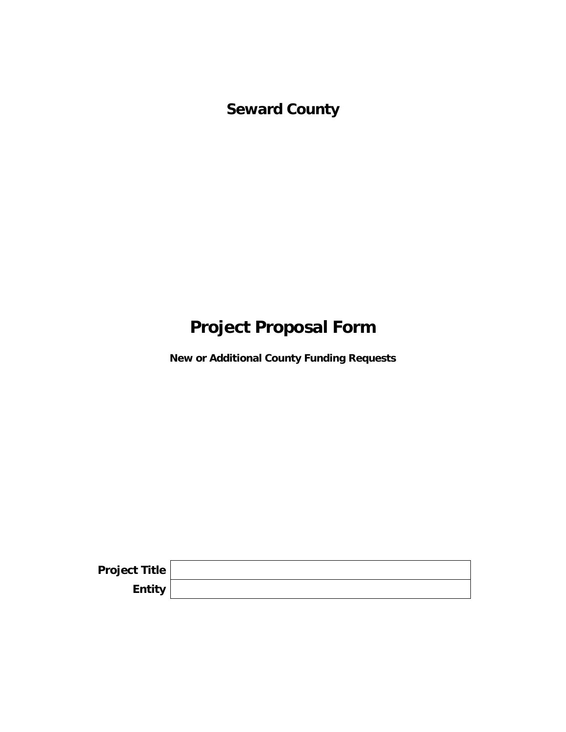# Seward County

# Project Proposal Form

**New or Additional County Funding Requests**

| **Project Title** | |
|---|---|
| **Entity** | |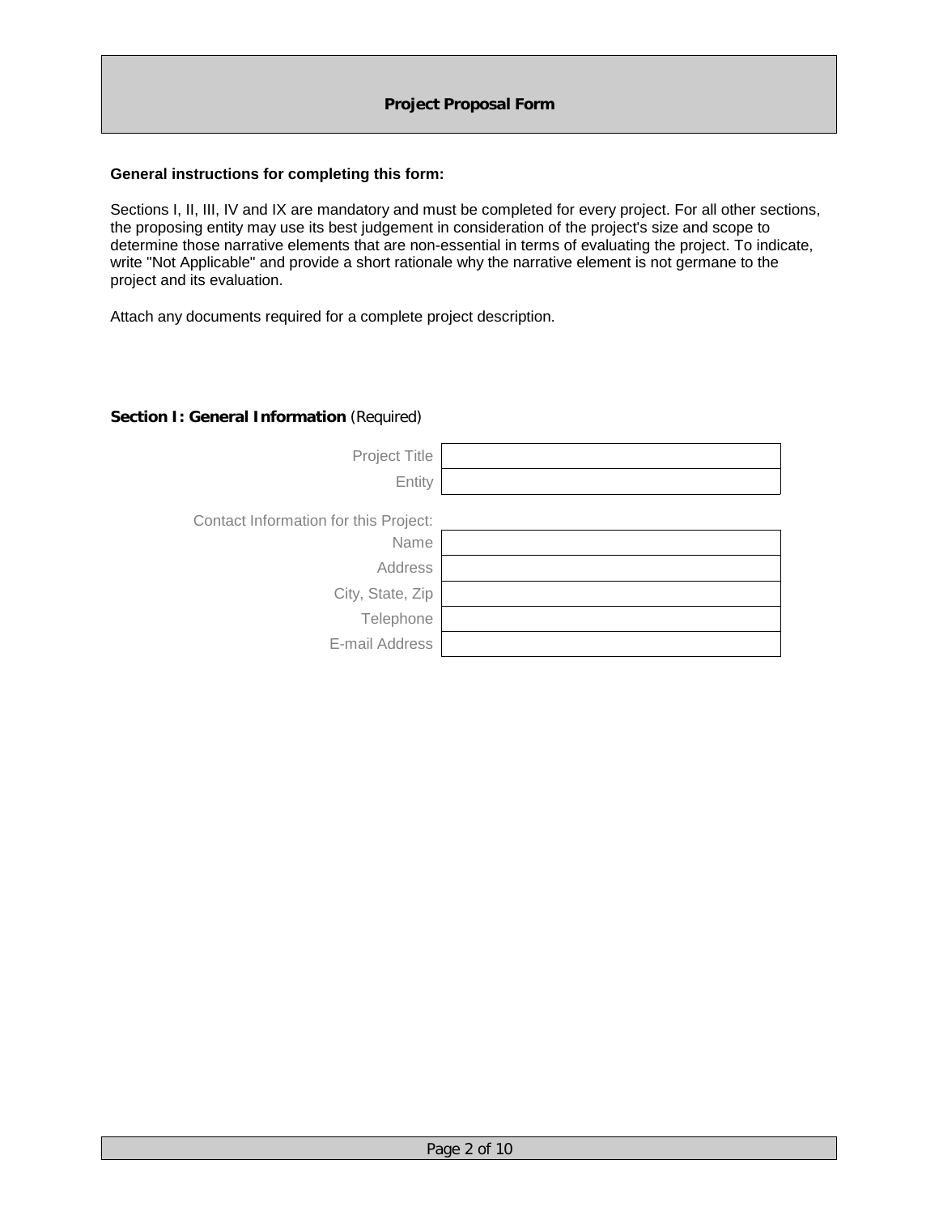# Project Proposal Form

**General instructions for completing this form:**

Sections I, II, III, IV and IX are mandatory and must be completed for every project. For all other sections, the proposing entity may use its best judgement in consideration of the project's size and scope to determine those narrative elements that are non-essential in terms of evaluating the project. To indicate, write "Not Applicable" and provide a short rationale why the narrative element is not germane to the project and its evaluation.

Attach any documents required for a complete project description.

**Section I: General Information** (Required)

| | |
|---|---|
| Project Title | |
| Entity | |

Contact Information for this Project:

| | |
|---|---|
| Name | |
| Address | |
| City, State, Zip | |
| Telephone | |
| E-mail Address | |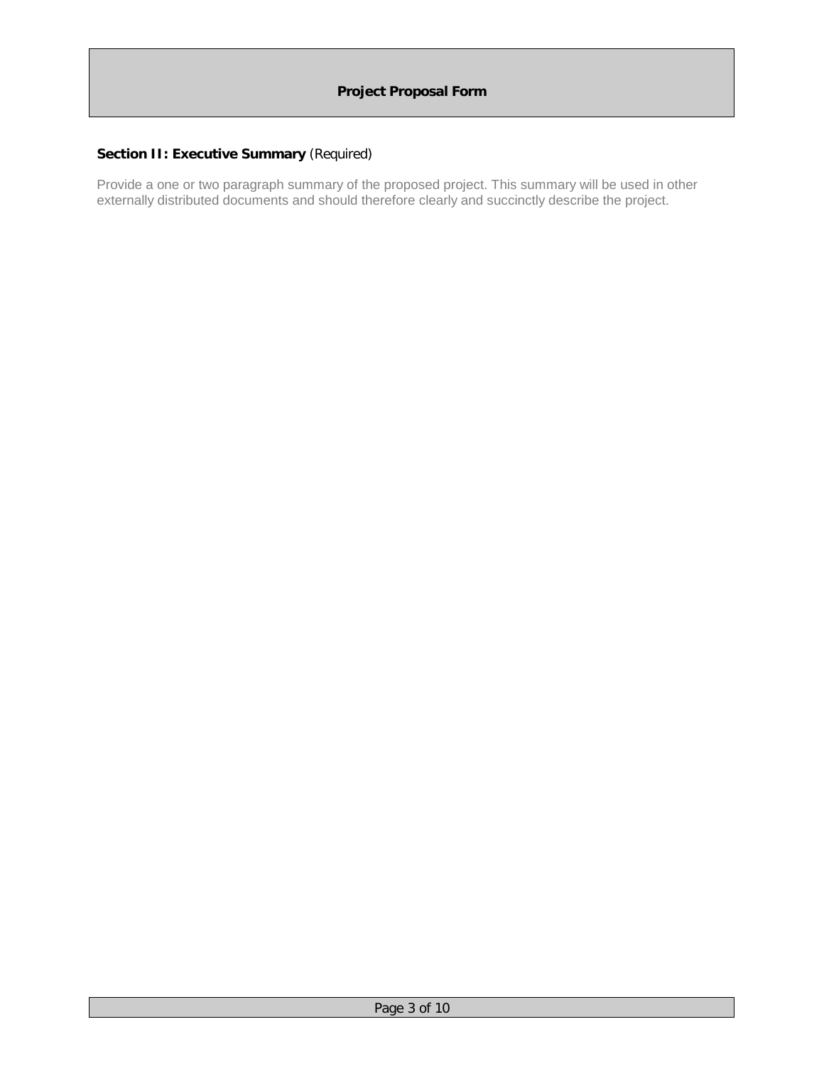# Project Proposal Form

**Section II: Executive Summary** (Required)

Provide a one or two paragraph summary of the proposed project. This summary will be used in other externally distributed documents and should therefore clearly and succinctly describe the project.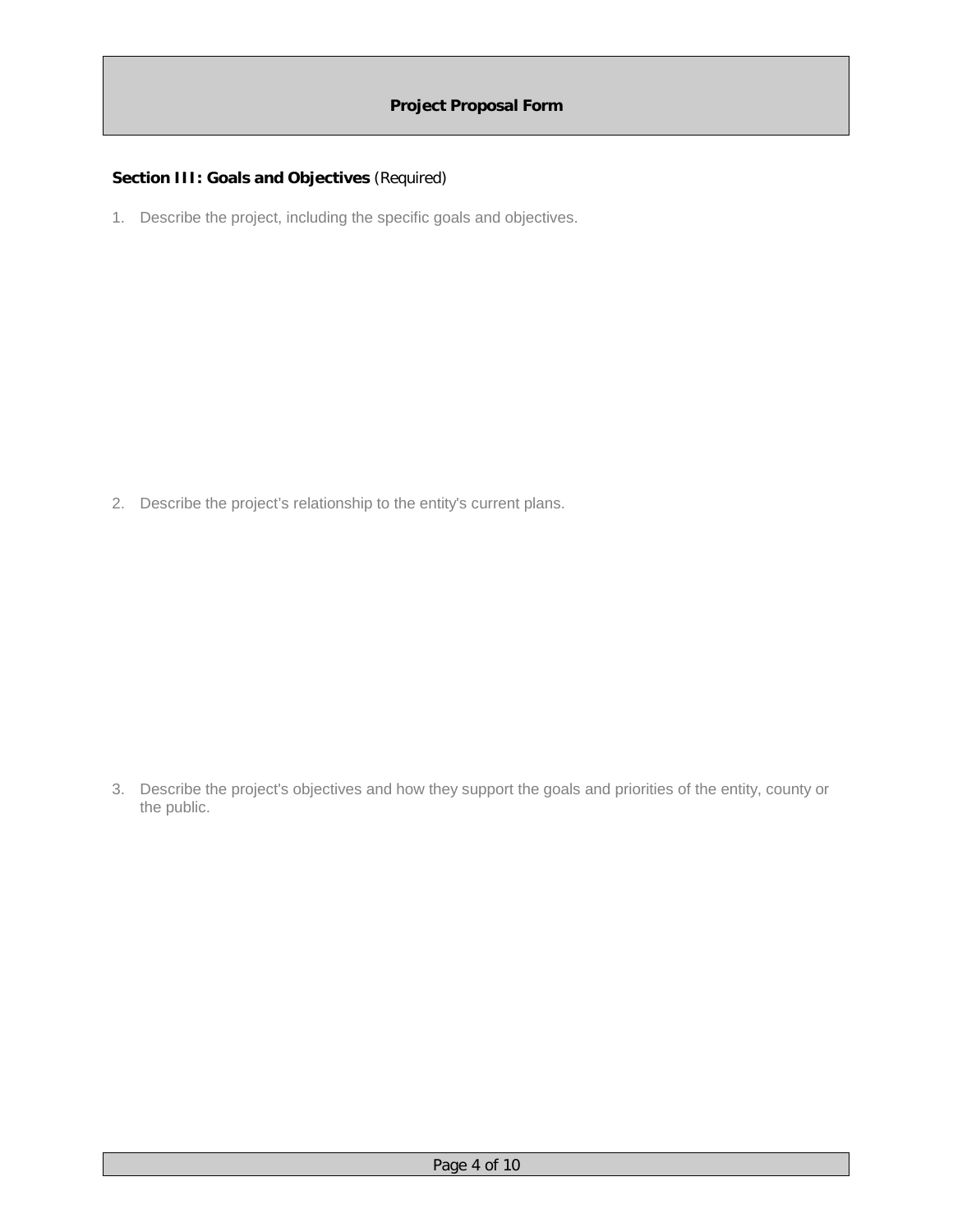# Project Proposal Form

**Section III: Goals and Objectives** (Required)

1. Describe the project, including the specific goals and objectives.

2. Describe the project's relationship to the entity's current plans.

3. Describe the project's objectives and how they support the goals and priorities of the entity, county or the public.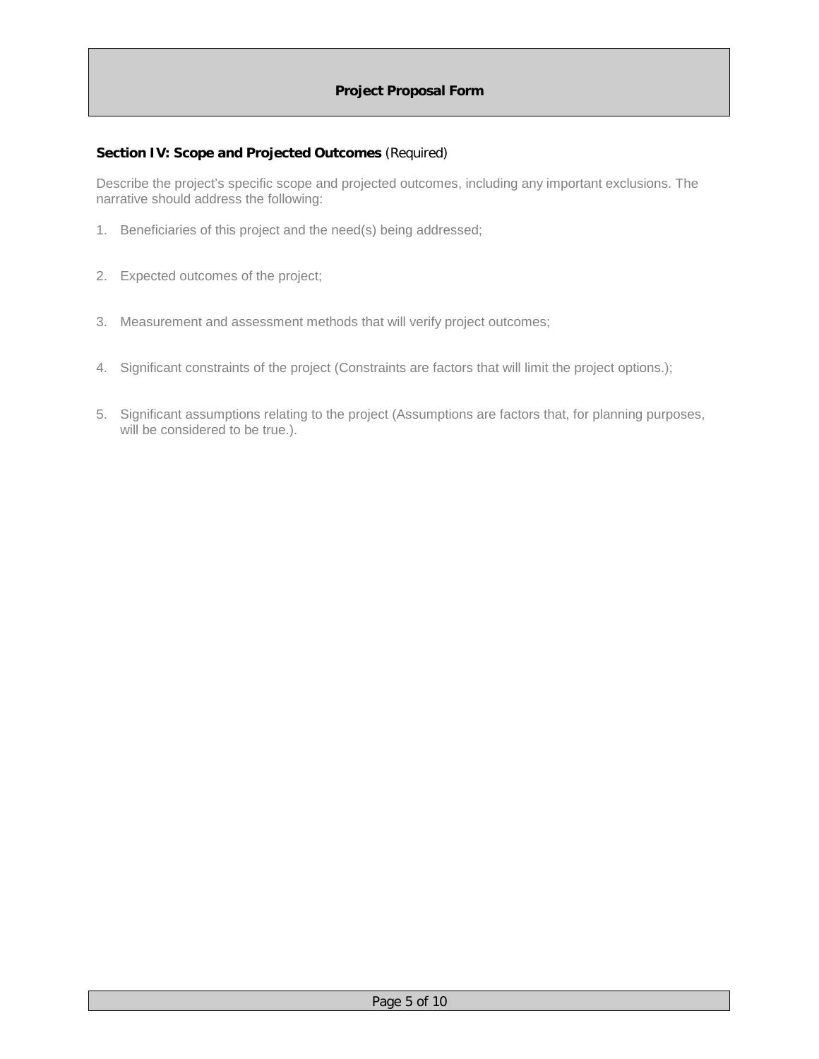**Section IV: Scope and Projected Outcomes** (Required)

Describe the project's specific scope and projected outcomes, including any important exclusions. The narrative should address the following:

1. Beneficiaries of this project and the need(s) being addressed;
2. Expected outcomes of the project;
3. Measurement and assessment methods that will verify project outcomes;
4. Significant constraints of the project (Constraints are factors that will limit the project options.);
5. Significant assumptions relating to the project (Assumptions are factors that, for planning purposes, will be considered to be true.).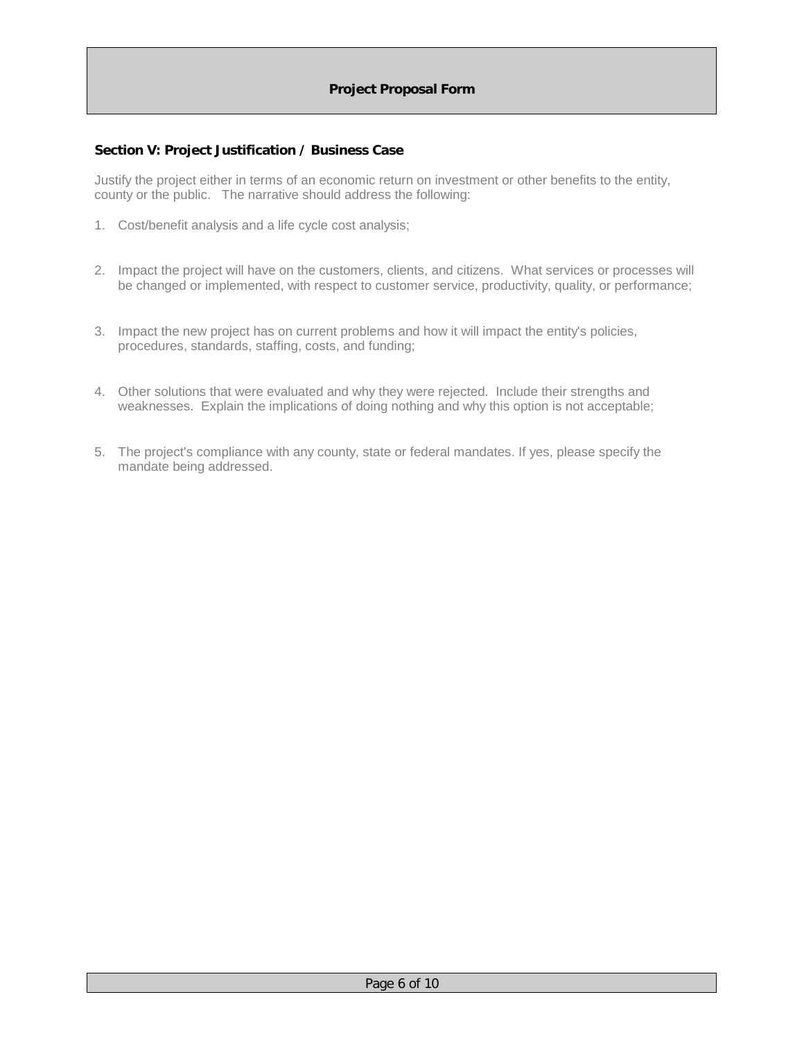# Project Proposal Form

## Section V: Project Justification / Business Case

Justify the project either in terms of an economic return on investment or other benefits to the entity, county or the public. The narrative should address the following:

1. Cost/benefit analysis and a life cycle cost analysis;
2. Impact the project will have on the customers, clients, and citizens. What services or processes will be changed or implemented, with respect to customer service, productivity, quality, or performance;
3. Impact the new project has on current problems and how it will impact the entity's policies, procedures, standards, staffing, costs, and funding;
4. Other solutions that were evaluated and why they were rejected. Include their strengths and weaknesses. Explain the implications of doing nothing and why this option is not acceptable;
5. The project's compliance with any county, state or federal mandates. If yes, please specify the mandate being addressed.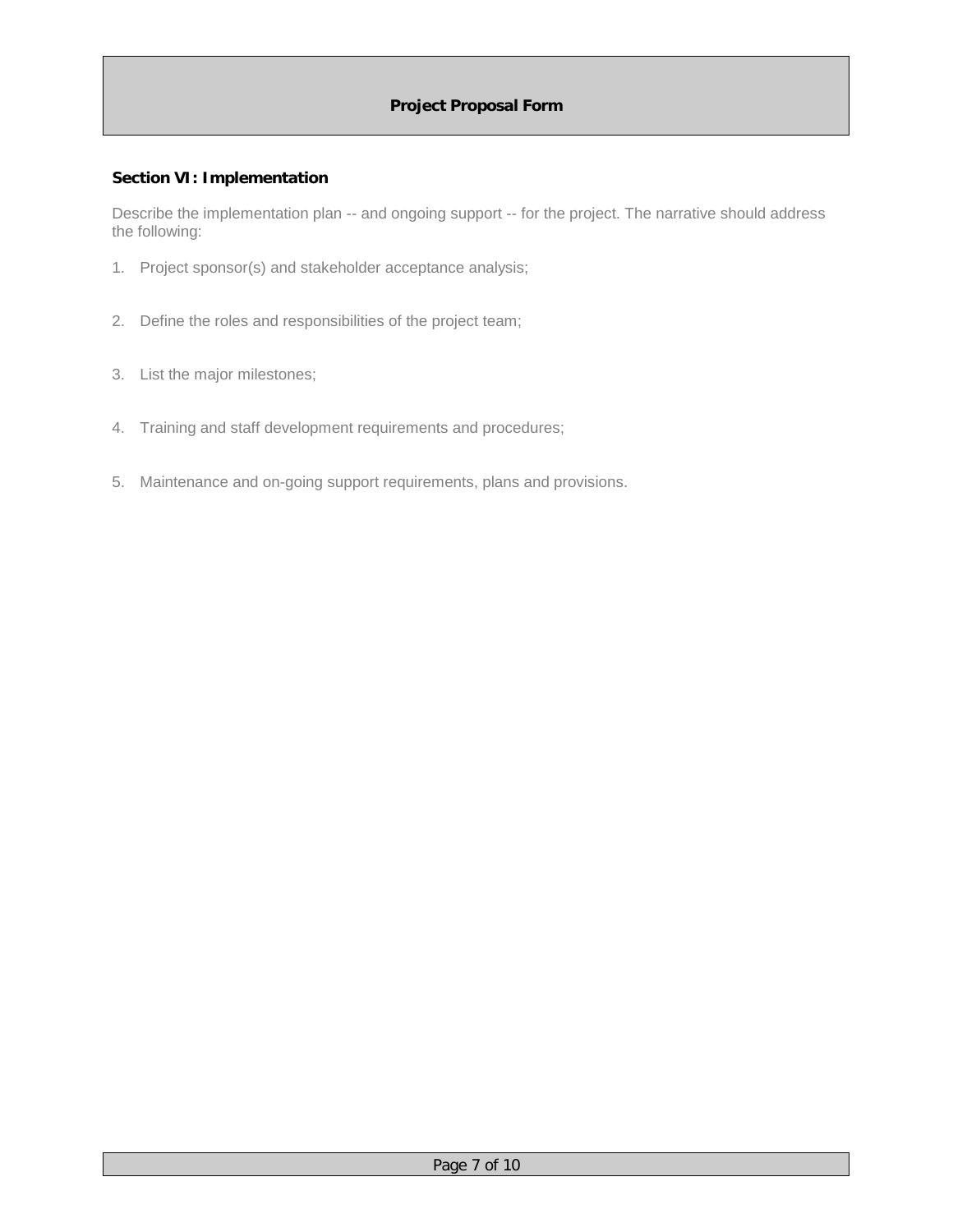# Project Proposal Form

## Section VI: Implementation

Describe the implementation plan -- and ongoing support -- for the project. The narrative should address the following:

1. Project sponsor(s) and stakeholder acceptance analysis;

2. Define the roles and responsibilities of the project team;

3. List the major milestones;

4. Training and staff development requirements and procedures;

5. Maintenance and on-going support requirements, plans and provisions.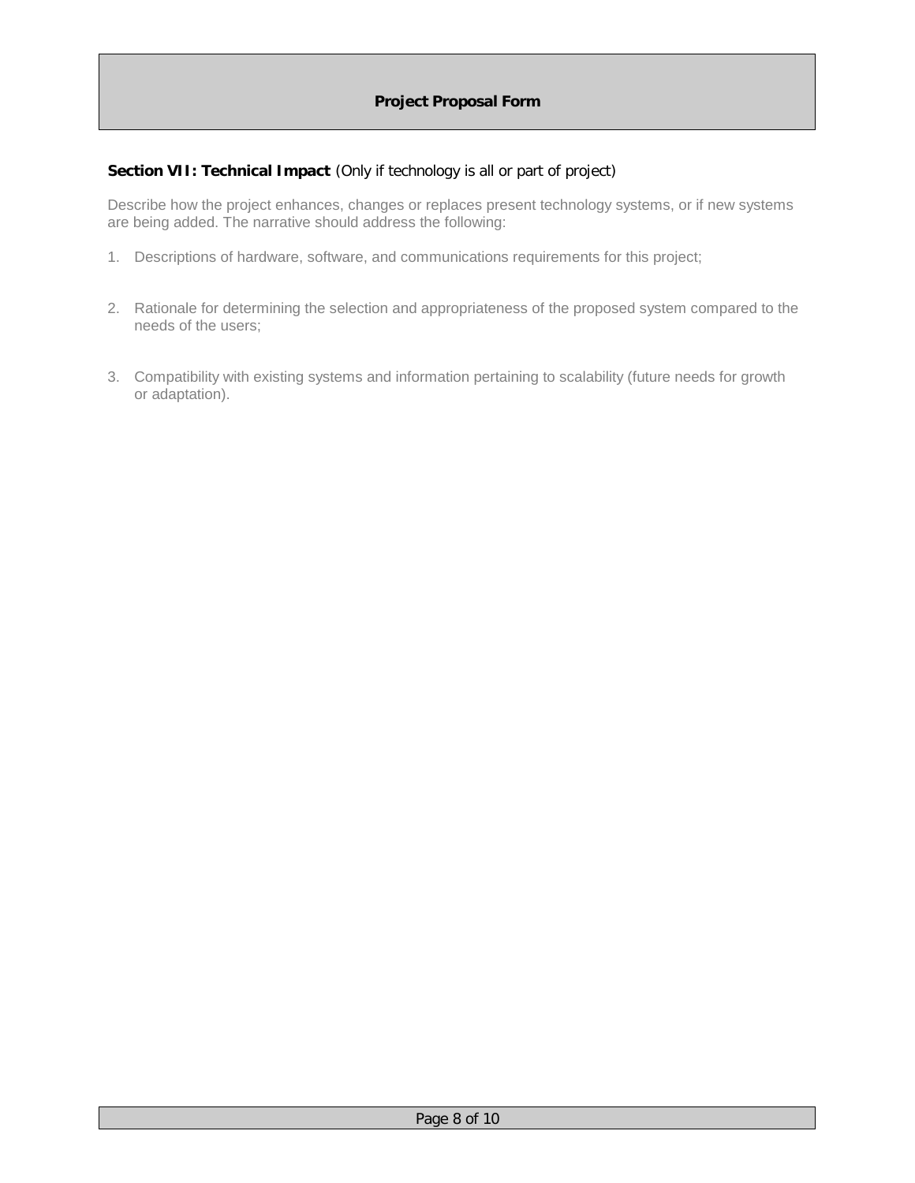**Project Proposal Form**

**Section VII: Technical Impact** (Only if technology is all or part of project)

Describe how the project enhances, changes or replaces present technology systems, or if new systems are being added. The narrative should address the following:

1. Descriptions of hardware, software, and communications requirements for this project;

2. Rationale for determining the selection and appropriateness of the proposed system compared to the needs of the users;

3. Compatibility with existing systems and information pertaining to scalability (future needs for growth or adaptation).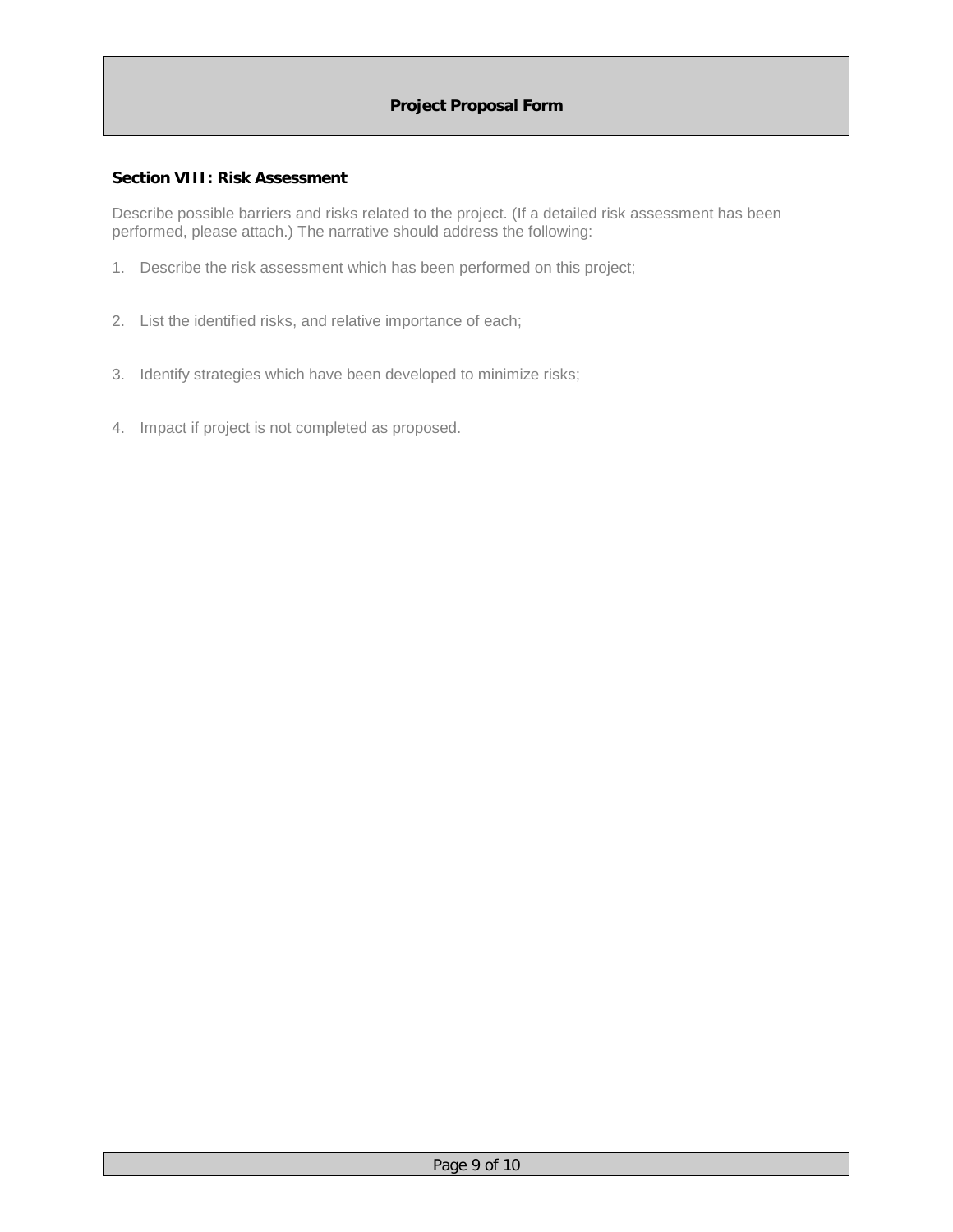# Project Proposal Form

## Section VIII: Risk Assessment

Describe possible barriers and risks related to the project. (If a detailed risk assessment has been performed, please attach.) The narrative should address the following:

1. Describe the risk assessment which has been performed on this project;

2. List the identified risks, and relative importance of each;

3. Identify strategies which have been developed to minimize risks;

4. Impact if project is not completed as proposed.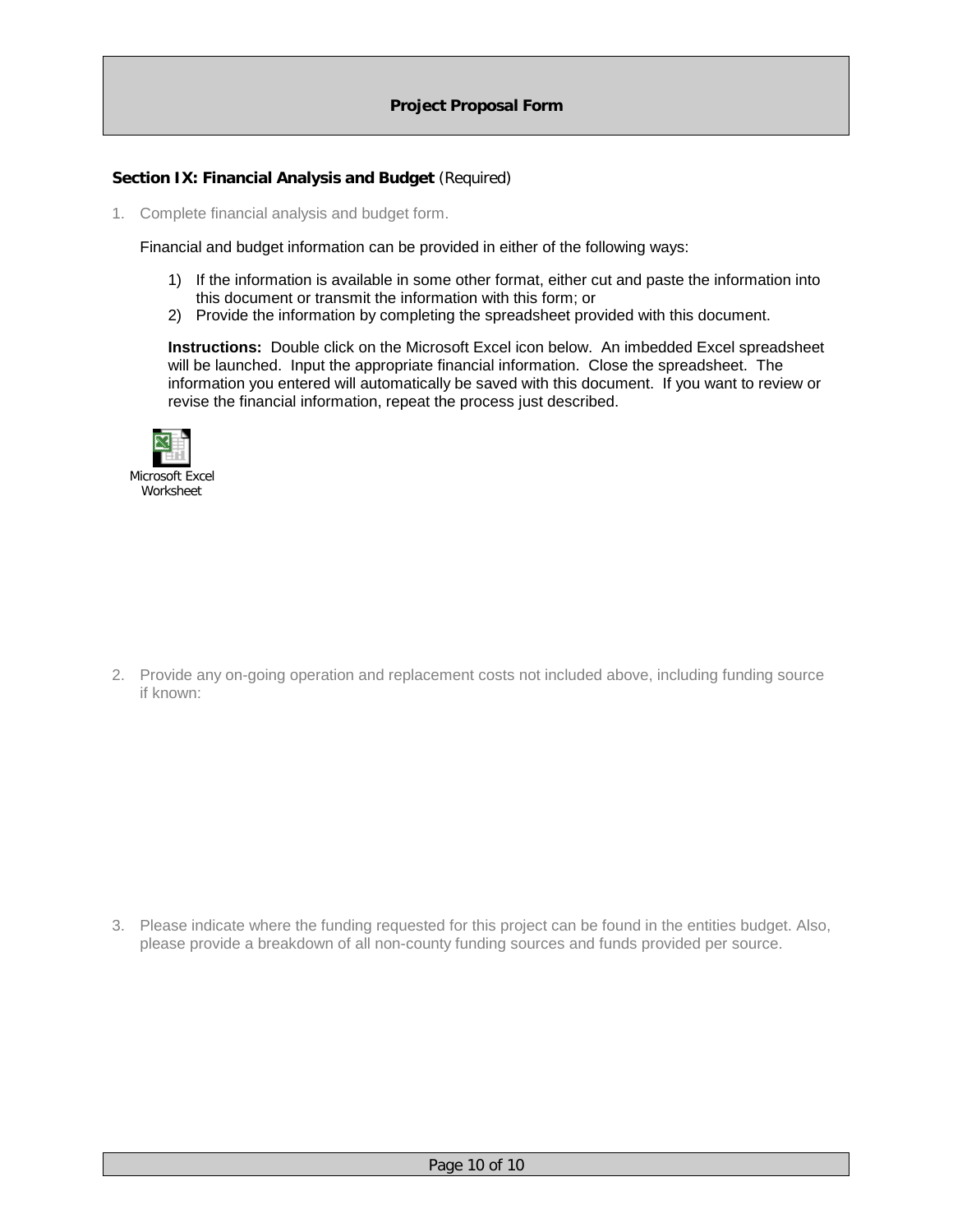## Project Proposal Form

**Section IX: Financial Analysis and Budget** (Required)

1. Complete financial analysis and budget form.

   Financial and budget information can be provided in either of the following ways:

   1) If the information is available in some other format, either cut and paste the information into this document or transmit the information with this form; or
   2) Provide the information by completing the spreadsheet provided with this document.

   **Instructions:** Double click on the Microsoft Excel icon below. An imbedded Excel spreadsheet will be launched. Input the appropriate financial information. Close the spreadsheet. The information you entered will automatically be saved with this document. If you want to review or revise the financial information, repeat the process just described.

   Microsoft Excel Worksheet

2. Provide any on-going operation and replacement costs not included above, including funding source if known:

3. Please indicate where the funding requested for this project can be found in the entities budget. Also, please provide a breakdown of all non-county funding sources and funds provided per source.